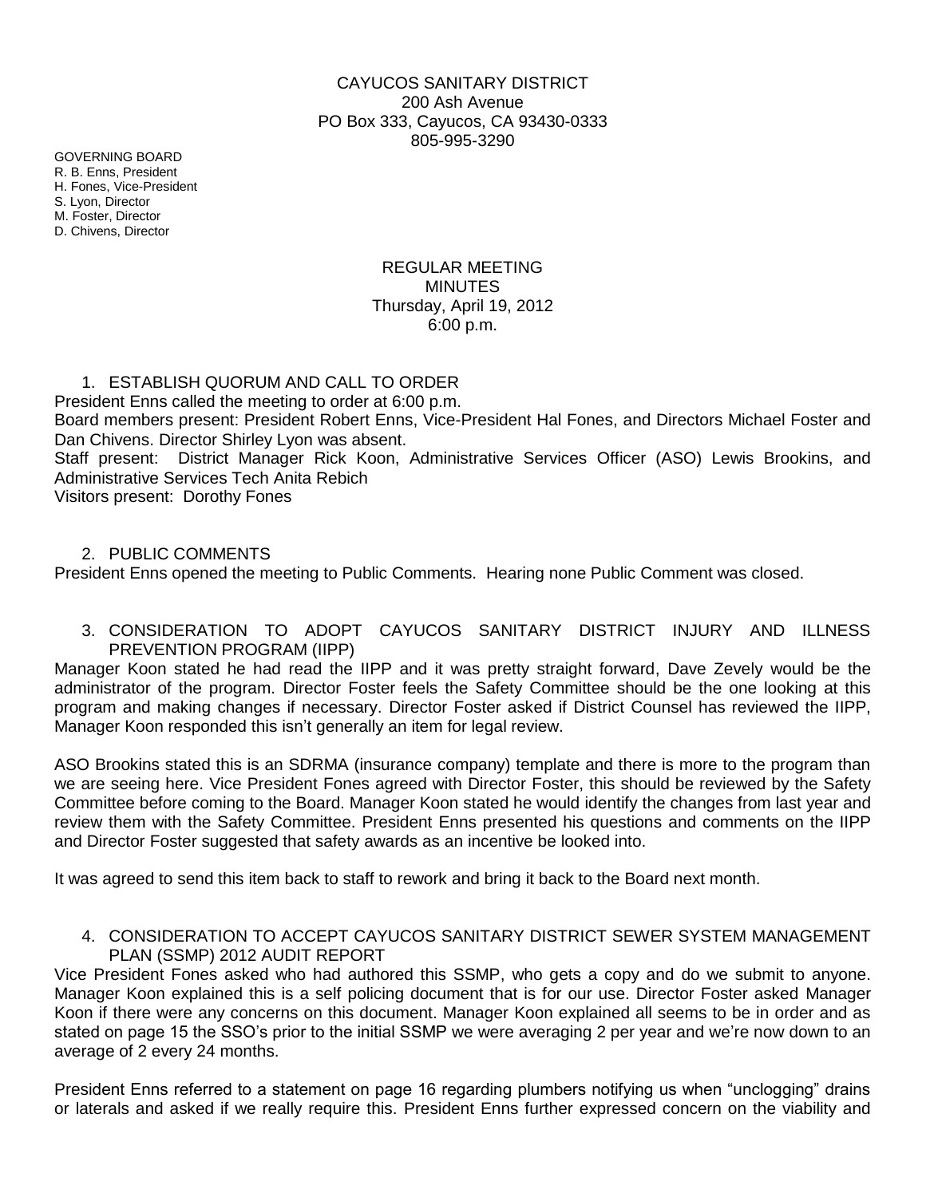CAYUCOS SANITARY DISTRICT
200 Ash Avenue
PO Box 333, Cayucos, CA 93430-0333
805-995-3290

GOVERNING BOARD
R. B. Enns, President
H. Fones, Vice-President
S. Lyon, Director
M. Foster, Director
D. Chivens, Director

REGULAR MEETING
MINUTES
Thursday, April 19, 2012
6:00 p.m.

1. ESTABLISH QUORUM AND CALL TO ORDER

President Enns called the meeting to order at 6:00 p.m.
Board members present: President Robert Enns, Vice-President Hal Fones, and Directors Michael Foster and Dan Chivens. Director Shirley Lyon was absent.
Staff present: District Manager Rick Koon, Administrative Services Officer (ASO) Lewis Brookins, and Administrative Services Tech Anita Rebich
Visitors present: Dorothy Fones

2. PUBLIC COMMENTS

President Enns opened the meeting to Public Comments. Hearing none Public Comment was closed.

3. CONSIDERATION TO ADOPT CAYUCOS SANITARY DISTRICT INJURY AND ILLNESS PREVENTION PROGRAM (IIPP)

Manager Koon stated he had read the IIPP and it was pretty straight forward, Dave Zevely would be the administrator of the program. Director Foster feels the Safety Committee should be the one looking at this program and making changes if necessary. Director Foster asked if District Counsel has reviewed the IIPP, Manager Koon responded this isn't generally an item for legal review.

ASO Brookins stated this is an SDRMA (insurance company) template and there is more to the program than we are seeing here. Vice President Fones agreed with Director Foster, this should be reviewed by the Safety Committee before coming to the Board. Manager Koon stated he would identify the changes from last year and review them with the Safety Committee. President Enns presented his questions and comments on the IIPP and Director Foster suggested that safety awards as an incentive be looked into.

It was agreed to send this item back to staff to rework and bring it back to the Board next month.

4. CONSIDERATION TO ACCEPT CAYUCOS SANITARY DISTRICT SEWER SYSTEM MANAGEMENT PLAN (SSMP) 2012 AUDIT REPORT

Vice President Fones asked who had authored this SSMP, who gets a copy and do we submit to anyone. Manager Koon explained this is a self policing document that is for our use. Director Foster asked Manager Koon if there were any concerns on this document. Manager Koon explained all seems to be in order and as stated on page 15 the SSO's prior to the initial SSMP we were averaging 2 per year and we're now down to an average of 2 every 24 months.

President Enns referred to a statement on page 16 regarding plumbers notifying us when "unclogging" drains or laterals and asked if we really require this. President Enns further expressed concern on the viability and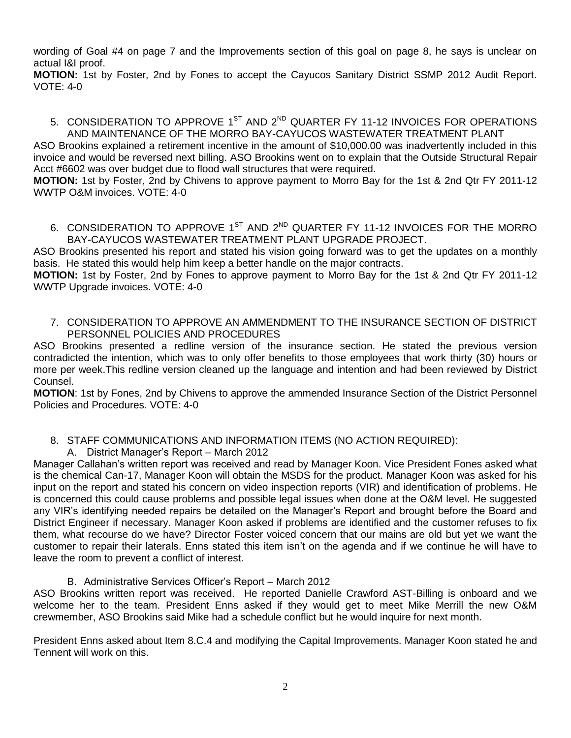wording of Goal #4 on page 7 and the Improvements section of this goal on page 8, he says is unclear on actual I&I proof.

**MOTION:** 1st by Foster, 2nd by Fones to accept the Cayucos Sanitary District SSMP 2012 Audit Report. VOTE: 4-0

5. CONSIDERATION TO APPROVE 1ST AND 2ND QUARTER FY 11-12 INVOICES FOR OPERATIONS AND MAINTENANCE OF THE MORRO BAY-CAYUCOS WASTEWATER TREATMENT PLANT

ASO Brookins explained a retirement incentive in the amount of $10,000.00 was inadvertently included in this invoice and would be reversed next billing. ASO Brookins went on to explain that the Outside Structural Repair Acct #6602 was over budget due to flood wall structures that were required.

**MOTION:** 1st by Foster, 2nd by Chivens to approve payment to Morro Bay for the 1st & 2nd Qtr FY 2011-12 WWTP O&M invoices. VOTE: 4-0

6. CONSIDERATION TO APPROVE 1ST AND 2ND QUARTER FY 11-12 INVOICES FOR THE MORRO BAY-CAYUCOS WASTEWATER TREATMENT PLANT UPGRADE PROJECT.

ASO Brookins presented his report and stated his vision going forward was to get the updates on a monthly basis. He stated this would help him keep a better handle on the major contracts.

**MOTION:** 1st by Foster, 2nd by Fones to approve payment to Morro Bay for the 1st & 2nd Qtr FY 2011-12 WWTP Upgrade invoices. VOTE: 4-0

7. CONSIDERATION TO APPROVE AN AMMENDMENT TO THE INSURANCE SECTION OF DISTRICT PERSONNEL POLICIES AND PROCEDURES

ASO Brookins presented a redline version of the insurance section. He stated the previous version contradicted the intention, which was to only offer benefits to those employees that work thirty (30) hours or more per week.This redline version cleaned up the language and intention and had been reviewed by District Counsel.

**MOTION**: 1st by Fones, 2nd by Chivens to approve the ammended Insurance Section of the District Personnel Policies and Procedures. VOTE: 4-0

8. STAFF COMMUNICATIONS AND INFORMATION ITEMS (NO ACTION REQUIRED):

   A. District Manager's Report – March 2012

Manager Callahan's written report was received and read by Manager Koon. Vice President Fones asked what is the chemical Can-17, Manager Koon will obtain the MSDS for the product. Manager Koon was asked for his input on the report and stated his concern on video inspection reports (VIR) and identification of problems. He is concerned this could cause problems and possible legal issues when done at the O&M level. He suggested any VIR's identifying needed repairs be detailed on the Manager's Report and brought before the Board and District Engineer if necessary. Manager Koon asked if problems are identified and the customer refuses to fix them, what recourse do we have? Director Foster voiced concern that our mains are old but yet we want the customer to repair their laterals. Enns stated this item isn't on the agenda and if we continue he will have to leave the room to prevent a conflict of interest.

   B. Administrative Services Officer's Report – March 2012

ASO Brookins written report was received. He reported Danielle Crawford AST-Billing is onboard and we welcome her to the team. President Enns asked if they would get to meet Mike Merrill the new O&M crewmember, ASO Brookins said Mike had a schedule conflict but he would inquire for next month.

President Enns asked about Item 8.C.4 and modifying the Capital Improvements. Manager Koon stated he and Tennent will work on this.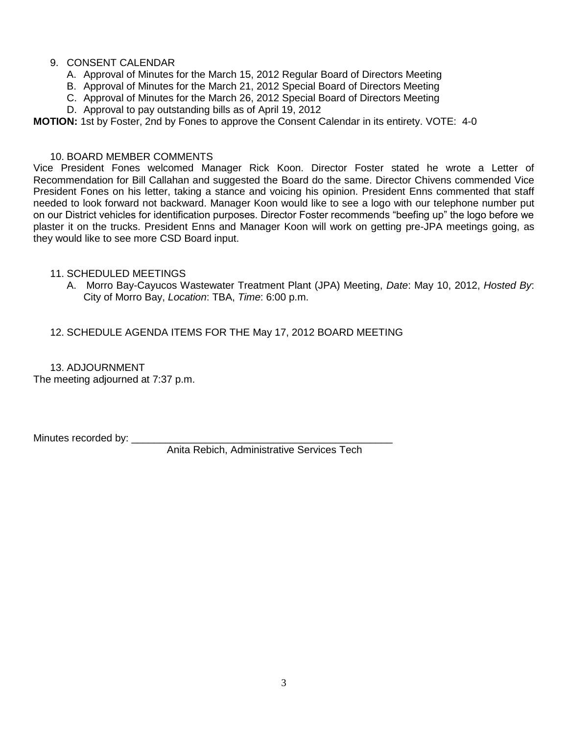9. CONSENT CALENDAR
   - A. Approval of Minutes for the March 15, 2012 Regular Board of Directors Meeting
   - B. Approval of Minutes for the March 21, 2012 Special Board of Directors Meeting
   - C. Approval of Minutes for the March 26, 2012 Special Board of Directors Meeting
   - D. Approval to pay outstanding bills as of April 19, 2012

**MOTION:** 1st by Foster, 2nd by Fones to approve the Consent Calendar in its entirety. VOTE: 4-0

10. BOARD MEMBER COMMENTS

Vice President Fones welcomed Manager Rick Koon. Director Foster stated he wrote a Letter of Recommendation for Bill Callahan and suggested the Board do the same. Director Chivens commended Vice President Fones on his letter, taking a stance and voicing his opinion. President Enns commented that staff needed to look forward not backward. Manager Koon would like to see a logo with our telephone number put on our District vehicles for identification purposes. Director Foster recommends "beefing up" the logo before we plaster it on the trucks. President Enns and Manager Koon will work on getting pre-JPA meetings going, as they would like to see more CSD Board input.

11. SCHEDULED MEETINGS
   - A. Morro Bay-Cayucos Wastewater Treatment Plant (JPA) Meeting, *Date*: May 10, 2012, *Hosted By*: City of Morro Bay, *Location*: TBA, *Time*: 6:00 p.m.

12. SCHEDULE AGENDA ITEMS FOR THE May 17, 2012 BOARD MEETING

13. ADJOURNMENT

The meeting adjourned at 7:37 p.m.

Minutes recorded by: ______________________________________________

Anita Rebich, Administrative Services Tech